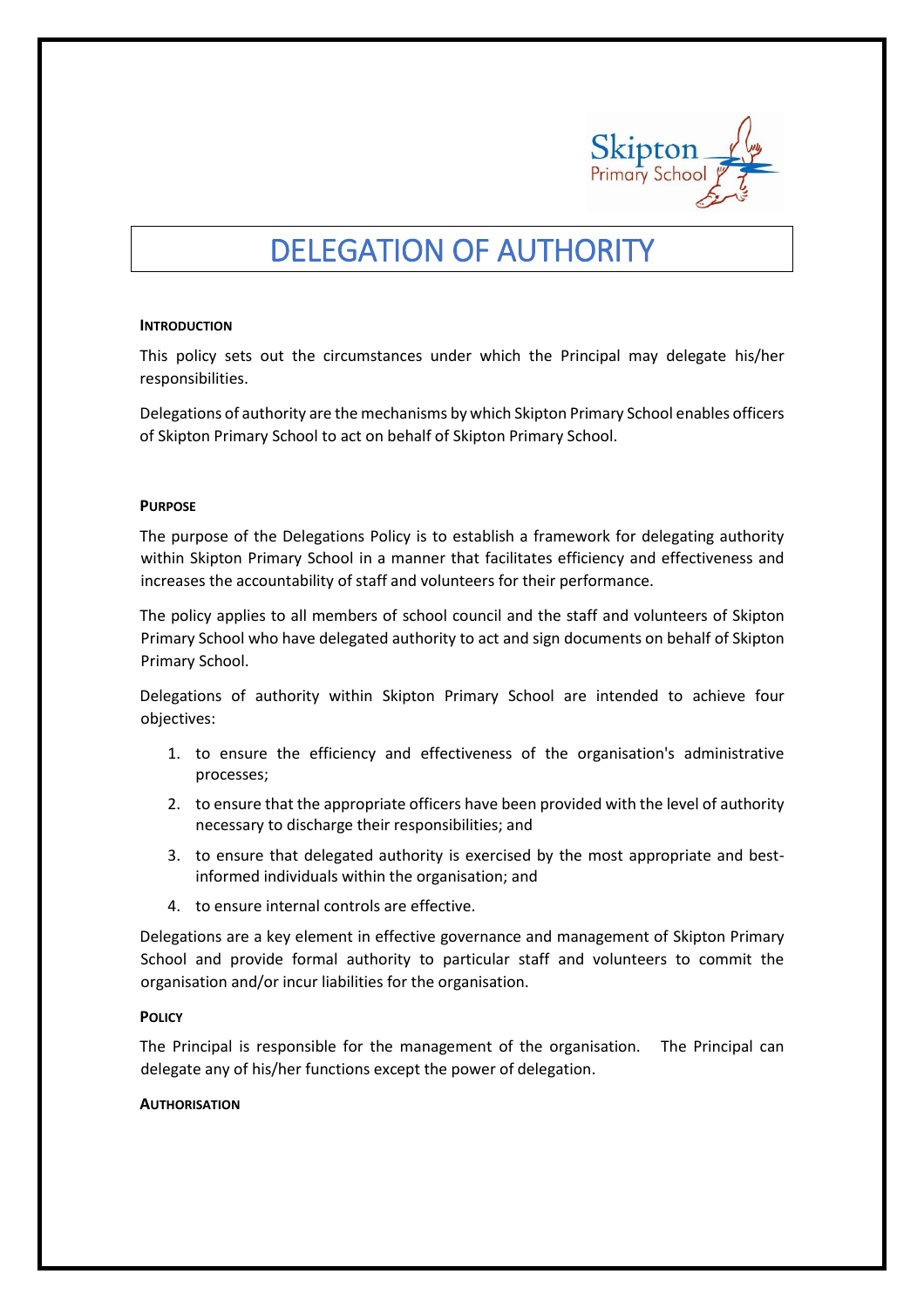Skipton Primary School

# DELEGATION OF AUTHORITY

## INTRODUCTION

This policy sets out the circumstances under which the Principal may delegate his/her responsibilities.

Delegations of authority are the mechanisms by which Skipton Primary School enables officers of Skipton Primary School to act on behalf of Skipton Primary School.

## PURPOSE

The purpose of the Delegations Policy is to establish a framework for delegating authority within Skipton Primary School in a manner that facilitates efficiency and effectiveness and increases the accountability of staff and volunteers for their performance.

The policy applies to all members of school council and the staff and volunteers of Skipton Primary School who have delegated authority to act and sign documents on behalf of Skipton Primary School.

Delegations of authority within Skipton Primary School are intended to achieve four objectives:

1. to ensure the efficiency and effectiveness of the organisation's administrative processes;
2. to ensure that the appropriate officers have been provided with the level of authority necessary to discharge their responsibilities; and
3. to ensure that delegated authority is exercised by the most appropriate and best-informed individuals within the organisation; and
4. to ensure internal controls are effective.

Delegations are a key element in effective governance and management of Skipton Primary School and provide formal authority to particular staff and volunteers to commit the organisation and/or incur liabilities for the organisation.

## POLICY

The Principal is responsible for the management of the organisation. The Principal can delegate any of his/her functions except the power of delegation.

## AUTHORISATION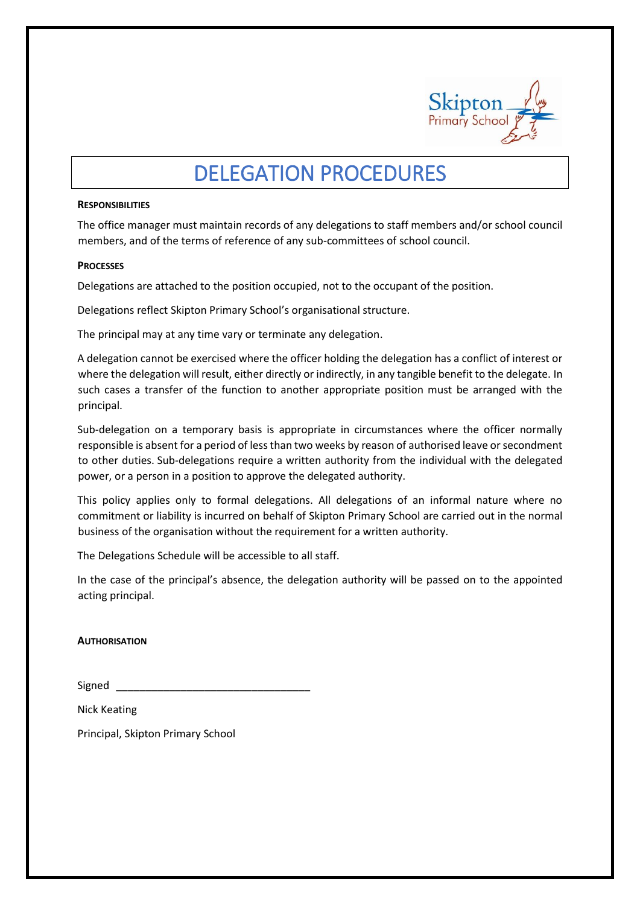# DELEGATION PROCEDURES

**RESPONSIBILITIES**

The office manager must maintain records of any delegations to staff members and/or school council members, and of the terms of reference of any sub-committees of school council.

**PROCESSES**

Delegations are attached to the position occupied, not to the occupant of the position.

Delegations reflect Skipton Primary School's organisational structure.

The principal may at any time vary or terminate any delegation.

A delegation cannot be exercised where the officer holding the delegation has a conflict of interest or where the delegation will result, either directly or indirectly, in any tangible benefit to the delegate. In such cases a transfer of the function to another appropriate position must be arranged with the principal.

Sub-delegation on a temporary basis is appropriate in circumstances where the officer normally responsible is absent for a period of less than two weeks by reason of authorised leave or secondment to other duties. Sub-delegations require a written authority from the individual with the delegated power, or a person in a position to approve the delegated authority.

This policy applies only to formal delegations. All delegations of an informal nature where no commitment or liability is incurred on behalf of Skipton Primary School are carried out in the normal business of the organisation without the requirement for a written authority.

The Delegations Schedule will be accessible to all staff.

In the case of the principal's absence, the delegation authority will be passed on to the appointed acting principal.

**AUTHORISATION**

Signed _________________________________

Nick Keating

Principal, Skipton Primary School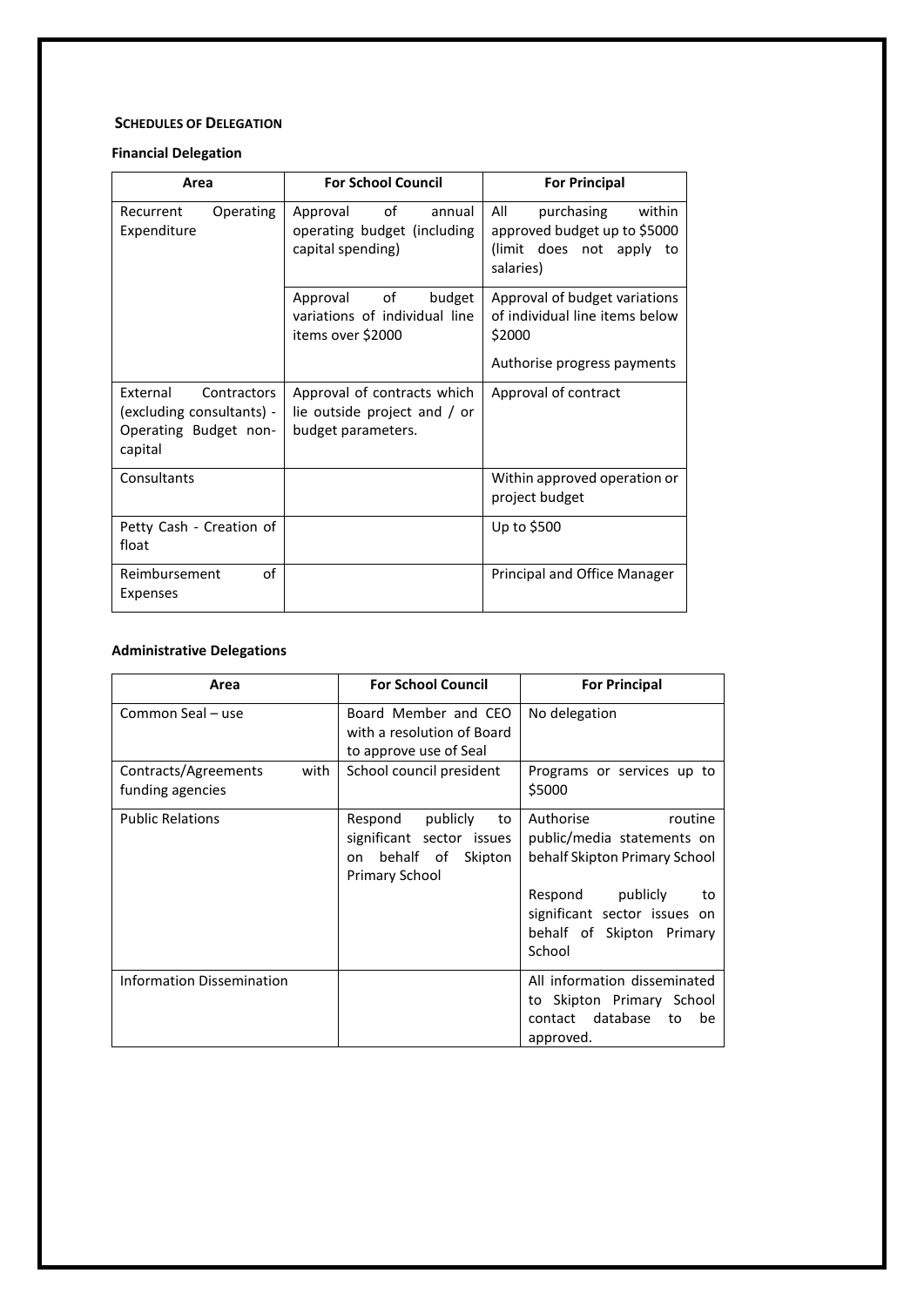## SCHEDULES OF DELEGATION

### Financial Delegation

| Area | For School Council | For Principal |
|---|---|---|
| Recurrent Operating Expenditure | Approval of annual operating budget (including capital spending) | All purchasing within approved budget up to $5000 (limit does not apply to salaries) |
| | Approval of budget variations of individual line items over $2000 | Approval of budget variations of individual line items below $2000<br><br>Authorise progress payments |
| External Contractors (excluding consultants) - Operating Budget non-capital | Approval of contracts which lie outside project and / or budget parameters. | Approval of contract |
| Consultants | | Within approved operation or project budget |
| Petty Cash - Creation of float | | Up to $500 |
| Reimbursement of Expenses | | Principal and Office Manager |

### Administrative Delegations

| Area | For School Council | For Principal |
|---|---|---|
| Common Seal – use | Board Member and CEO with a resolution of Board to approve use of Seal | No delegation |
| Contracts/Agreements with funding agencies | School council president | Programs or services up to $5000 |
| Public Relations | Respond publicly to significant sector issues on behalf of Skipton Primary School | Authorise routine public/media statements on behalf Skipton Primary School<br><br>Respond publicly to significant sector issues on behalf of Skipton Primary School |
| Information Dissemination | | All information disseminated to Skipton Primary School contact database to be approved. |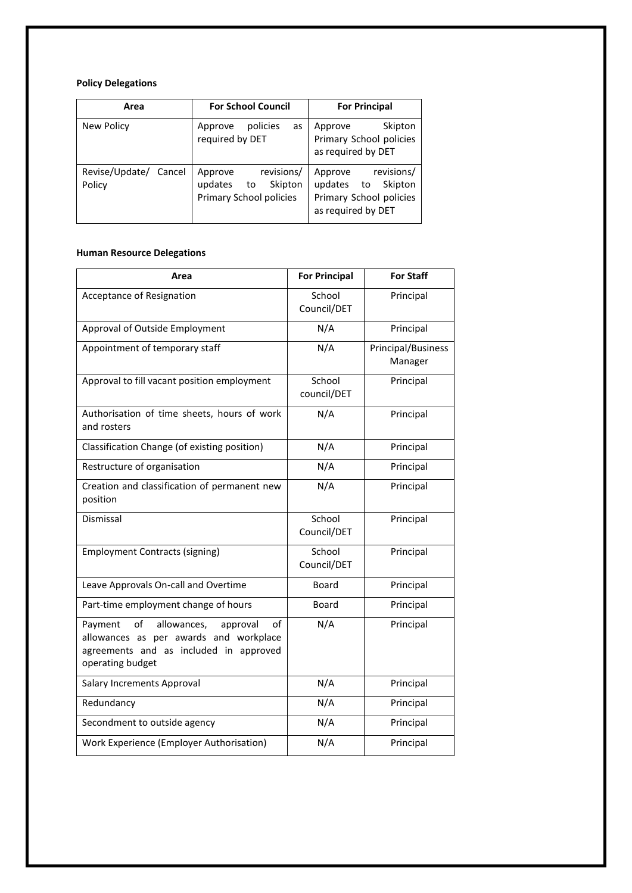**Policy Delegations**

| Area | For School Council | For Principal |
| --- | --- | --- |
| New Policy | Approve policies as required by DET | Approve Skipton Primary School policies as required by DET |
| Revise/Update/ Cancel Policy | Approve revisions/ updates to Skipton Primary School policies | Approve revisions/ updates to Skipton Primary School policies as required by DET |

**Human Resource Delegations**

| Area | For Principal | For Staff |
| --- | --- | --- |
| Acceptance of Resignation | School Council/DET | Principal |
| Approval of Outside Employment | N/A | Principal |
| Appointment of temporary staff | N/A | Principal/Business Manager |
| Approval to fill vacant position employment | School council/DET | Principal |
| Authorisation of time sheets, hours of work and rosters | N/A | Principal |
| Classification Change (of existing position) | N/A | Principal |
| Restructure of organisation | N/A | Principal |
| Creation and classification of permanent new position | N/A | Principal |
| Dismissal | School Council/DET | Principal |
| Employment Contracts (signing) | School Council/DET | Principal |
| Leave Approvals On-call and Overtime | Board | Principal |
| Part-time employment change of hours | Board | Principal |
| Payment of allowances, approval of allowances as per awards and workplace agreements and as included in approved operating budget | N/A | Principal |
| Salary Increments Approval | N/A | Principal |
| Redundancy | N/A | Principal |
| Secondment to outside agency | N/A | Principal |
| Work Experience (Employer Authorisation) | N/A | Principal |